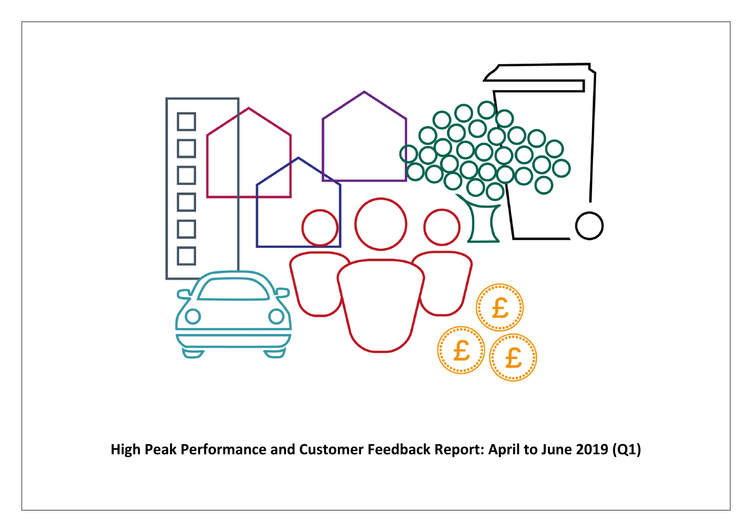**High Peak Performance and Customer Feedback Report: April to June 2019 (Q1)**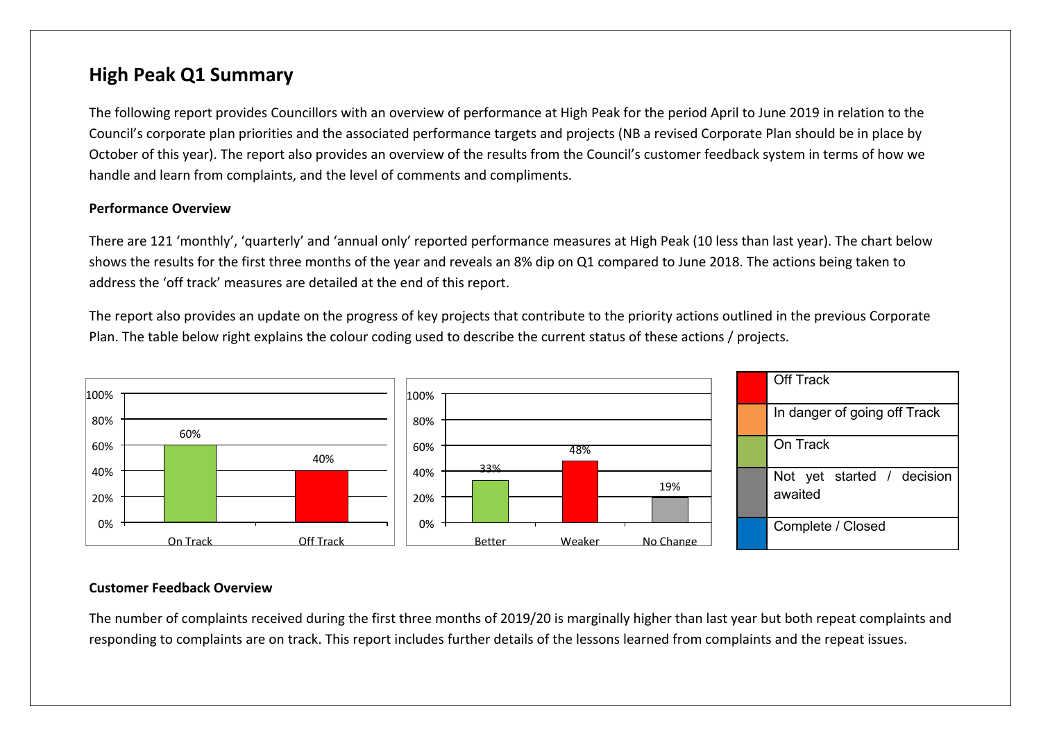# High Peak Q1 Summary

The following report provides Councillors with an overview of performance at High Peak for the period April to June 2019 in relation to the Council's corporate plan priorities and the associated performance targets and projects (NB a revised Corporate Plan should be in place by October of this year). The report also provides an overview of the results from the Council's customer feedback system in terms of how we handle and learn from complaints, and the level of comments and compliments.

**Performance Overview**

There are 121 'monthly', 'quarterly' and 'annual only' reported performance measures at High Peak (10 less than last year). The chart below shows the results for the first three months of the year and reveals an 8% dip on Q1 compared to June 2018. The actions being taken to address the 'off track' measures are detailed at the end of this report.

The report also provides an update on the progress of key projects that contribute to the priority actions outlined in the previous Corporate Plan. The table below right explains the colour coding used to describe the current status of these actions / projects.

| Status | Percentage |
|---|---|
| On Track | 60% |
| Off Track | 40% |

| Change | Percentage |
|---|---|
| Better | 33% |
| Weaker | 48% |
| No Change | 19% |

| Colour | Status |
|---|---|
| Red | Off Track |
| Orange | In danger of going off Track |
| Green | On Track |
| Grey | Not yet started / decision awaited |
| Blue | Complete / Closed |

**Customer Feedback Overview**

The number of complaints received during the first three months of 2019/20 is marginally higher than last year but both repeat complaints and responding to complaints are on track. This report includes further details of the lessons learned from complaints and the repeat issues.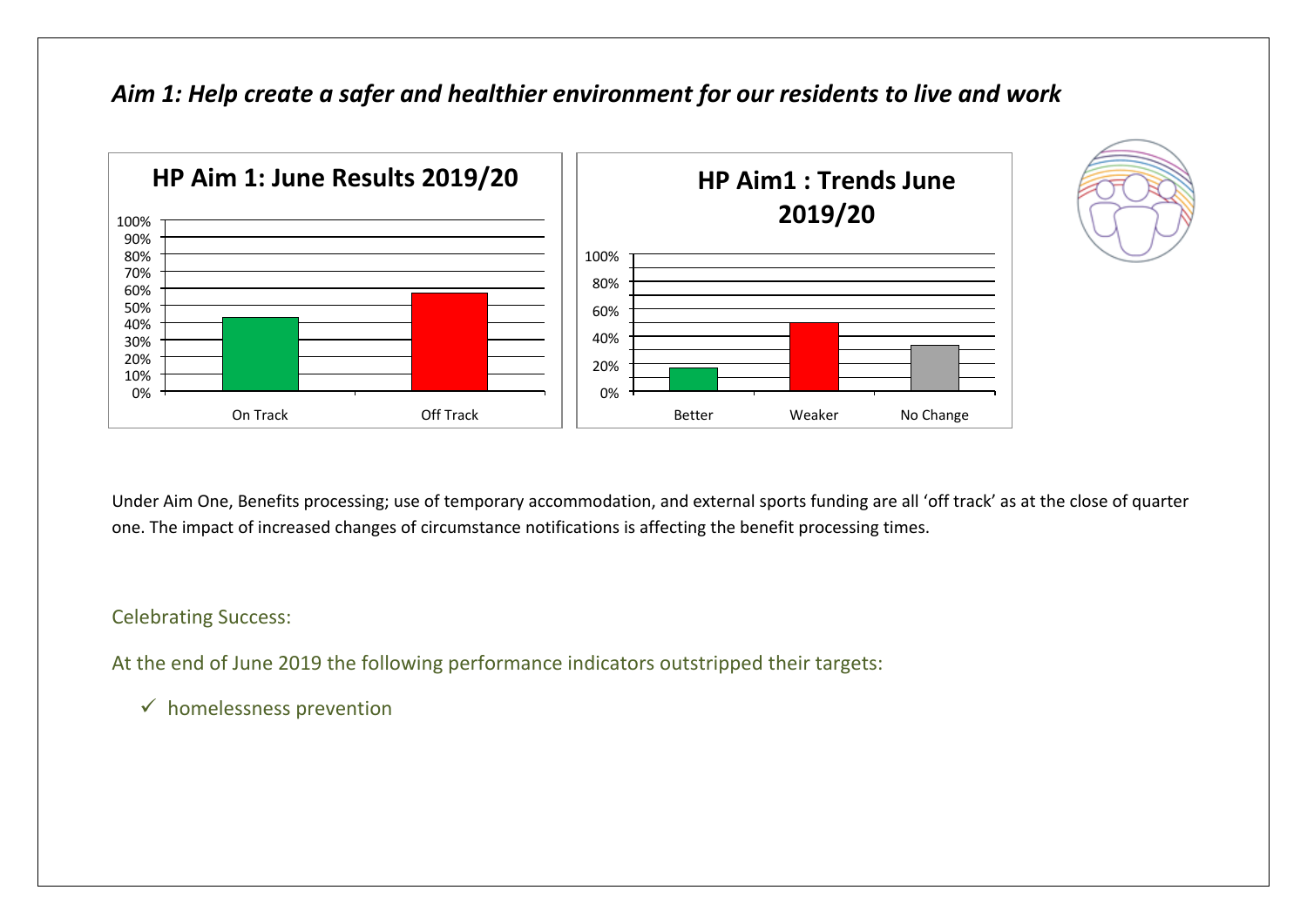*Aim 1: Help create a safer and healthier environment for our residents to live and work*

Under Aim One, Benefits processing; use of temporary accommodation, and external sports funding are all 'off track' as at the close of quarter one. The impact of increased changes of circumstance notifications is affecting the benefit processing times.

Celebrating Success:

At the end of June 2019 the following performance indicators outstripped their targets:

- ✓ homelessness prevention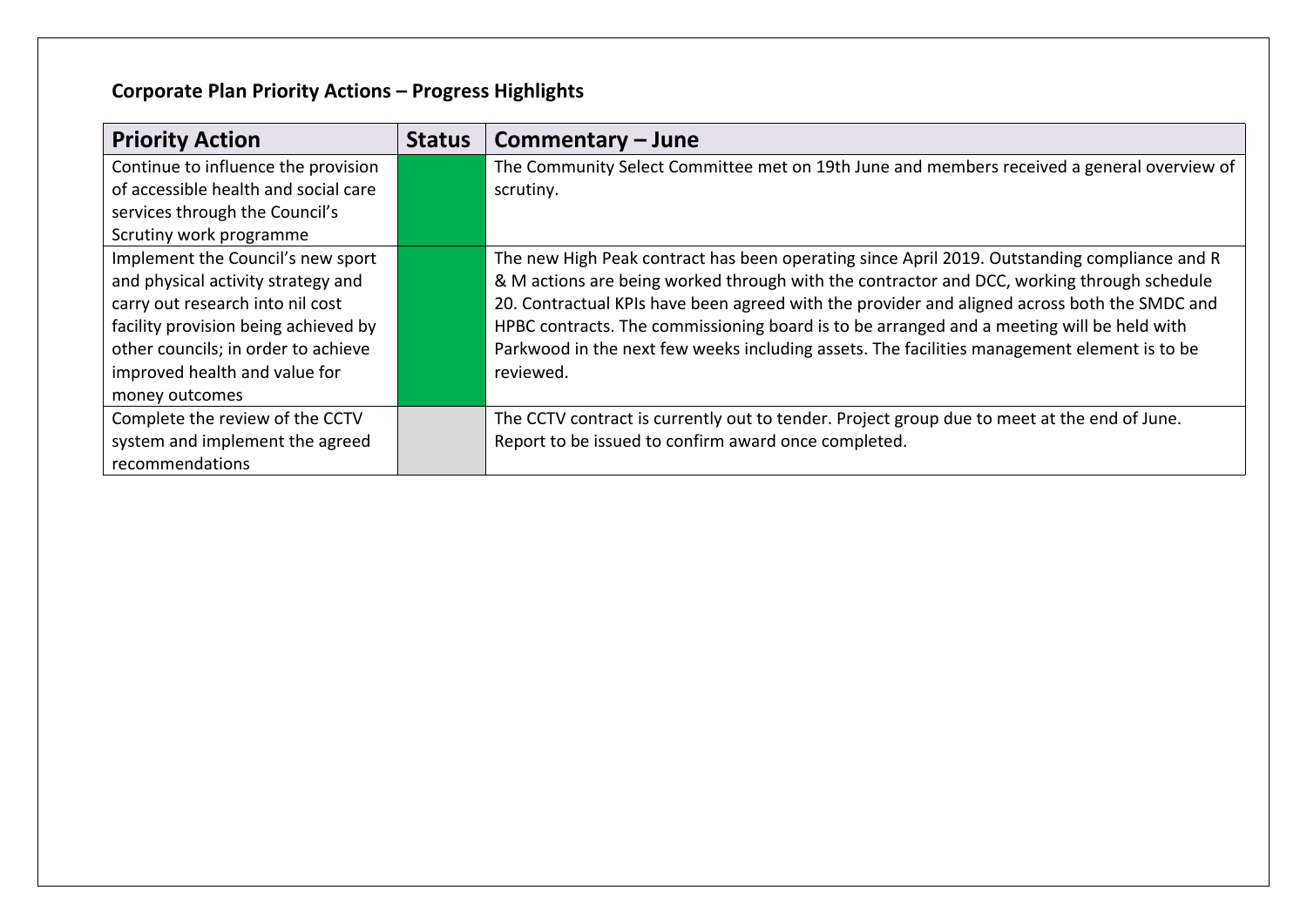**Corporate Plan Priority Actions – Progress Highlights**

| Priority Action | Status | Commentary – June |
|---|---|---|
| Continue to influence the provision of accessible health and social care services through the Council's Scrutiny work programme | | The Community Select Committee met on 19th June and members received a general overview of scrutiny. |
| Implement the Council's new sport and physical activity strategy and carry out research into nil cost facility provision being achieved by other councils; in order to achieve improved health and value for money outcomes | | The new High Peak contract has been operating since April 2019. Outstanding compliance and R & M actions are being worked through with the contractor and DCC, working through schedule 20. Contractual KPIs have been agreed with the provider and aligned across both the SMDC and HPBC contracts. The commissioning board is to be arranged and a meeting will be held with Parkwood in the next few weeks including assets. The facilities management element is to be reviewed. |
| Complete the review of the CCTV system and implement the agreed recommendations | | The CCTV contract is currently out to tender. Project group due to meet at the end of June. Report to be issued to confirm award once completed. |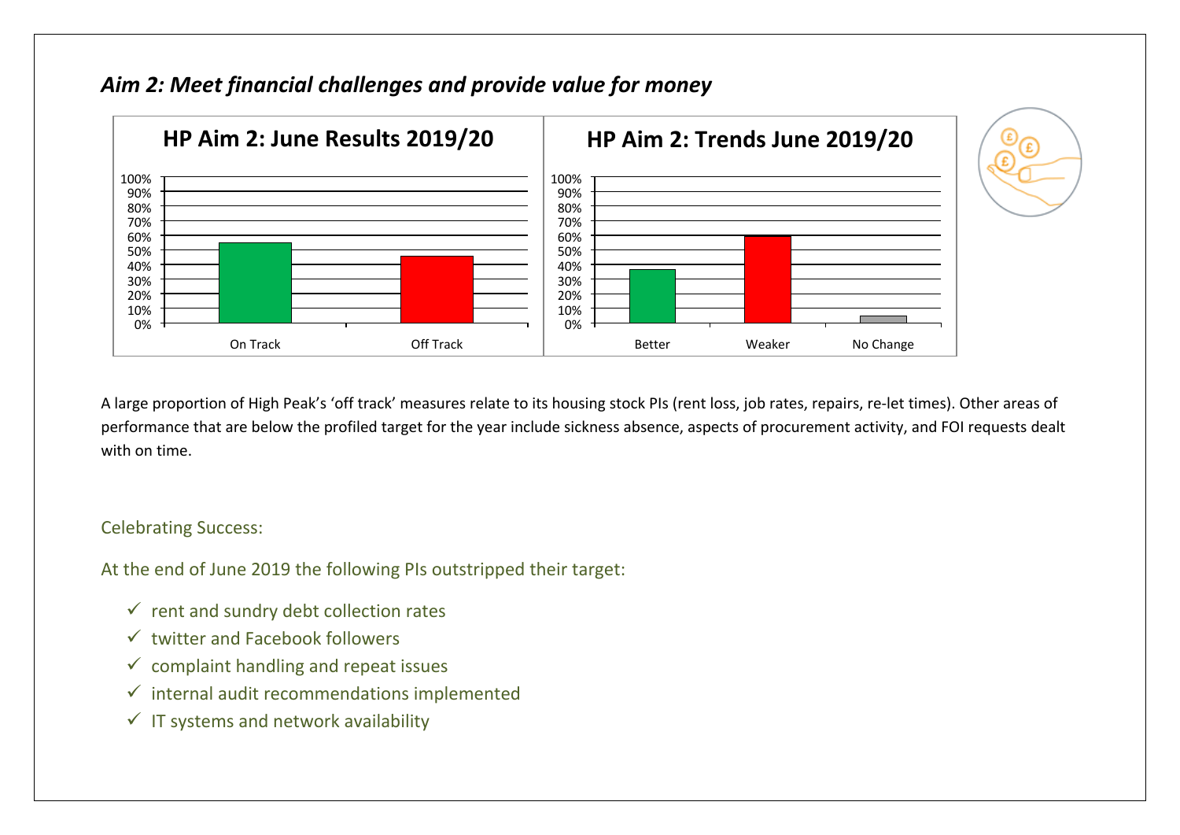## *Aim 2: Meet financial challenges and provide value for money*

A large proportion of High Peak's 'off track' measures relate to its housing stock PIs (rent loss, job rates, repairs, re-let times). Other areas of performance that are below the profiled target for the year include sickness absence, aspects of procurement activity, and FOI requests dealt with on time.

Celebrating Success:

At the end of June 2019 the following PIs outstripped their target:

- ✓ rent and sundry debt collection rates
- ✓ twitter and Facebook followers
- ✓ complaint handling and repeat issues
- ✓ internal audit recommendations implemented
- ✓ IT systems and network availability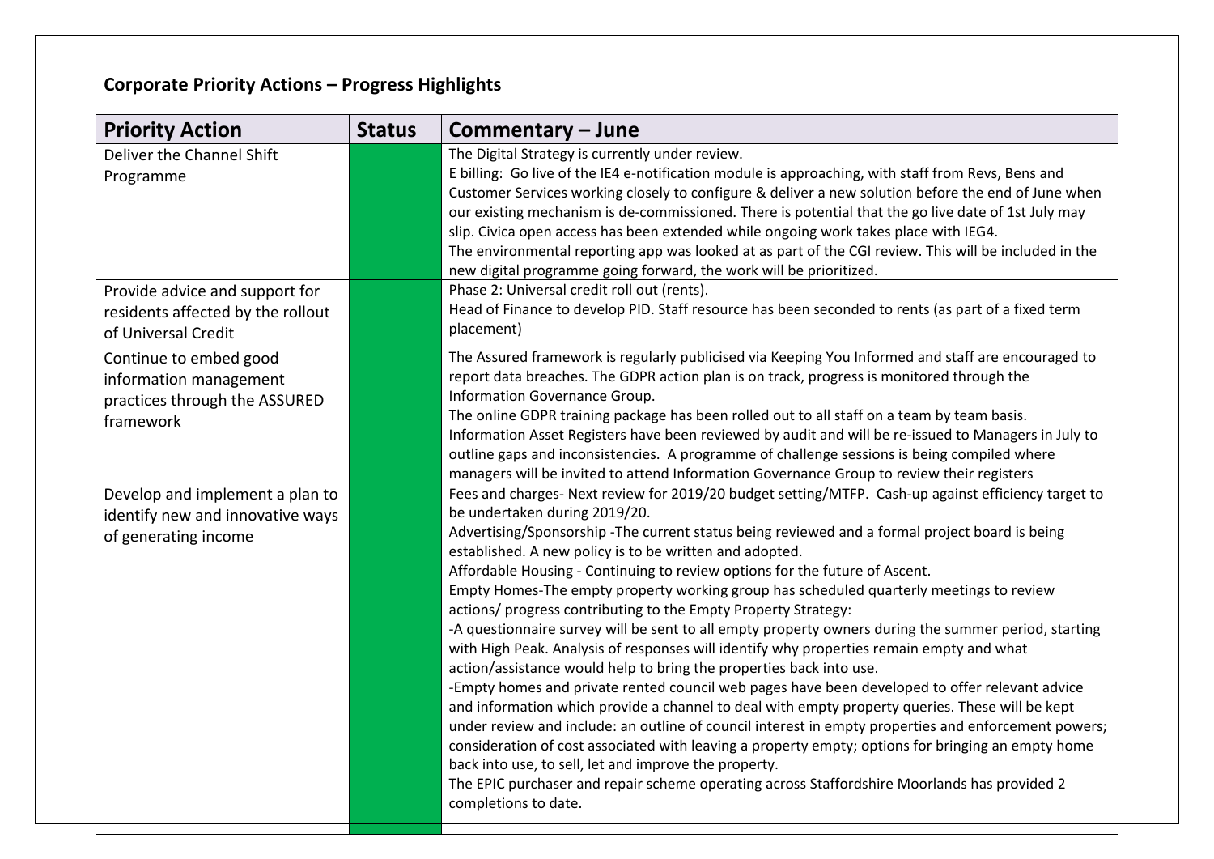**Corporate Priority Actions – Progress Highlights**

| Priority Action | Status | Commentary – June |
|---|---|---|
| Deliver the Channel Shift Programme | | The Digital Strategy is currently under review.<br>E billing: Go live of the IE4 e-notification module is approaching, with staff from Revs, Bens and Customer Services working closely to configure & deliver a new solution before the end of June when our existing mechanism is de-commissioned. There is potential that the go live date of 1st July may slip. Civica open access has been extended while ongoing work takes place with IEG4.<br>The environmental reporting app was looked at as part of the CGI review. This will be included in the new digital programme going forward, the work will be prioritized. |
| Provide advice and support for residents affected by the rollout of Universal Credit | | Phase 2: Universal credit roll out (rents).<br>Head of Finance to develop PID. Staff resource has been seconded to rents (as part of a fixed term placement) |
| Continue to embed good information management practices through the ASSURED framework | | The Assured framework is regularly publicised via Keeping You Informed and staff are encouraged to report data breaches. The GDPR action plan is on track, progress is monitored through the Information Governance Group.<br>The online GDPR training package has been rolled out to all staff on a team by team basis.<br>Information Asset Registers have been reviewed by audit and will be re-issued to Managers in July to outline gaps and inconsistencies. A programme of challenge sessions is being compiled where managers will be invited to attend Information Governance Group to review their registers |
| Develop and implement a plan to identify new and innovative ways of generating income | | Fees and charges- Next review for 2019/20 budget setting/MTFP. Cash-up against efficiency target to be undertaken during 2019/20.<br>Advertising/Sponsorship -The current status being reviewed and a formal project board is being established. A new policy is to be written and adopted.<br>Affordable Housing - Continuing to review options for the future of Ascent.<br>Empty Homes-The empty property working group has scheduled quarterly meetings to review actions/ progress contributing to the Empty Property Strategy:<br>-A questionnaire survey will be sent to all empty property owners during the summer period, starting with High Peak. Analysis of responses will identify why properties remain empty and what action/assistance would help to bring the properties back into use.<br>-Empty homes and private rented council web pages have been developed to offer relevant advice and information which provide a channel to deal with empty property queries. These will be kept under review and include: an outline of council interest in empty properties and enforcement powers; consideration of cost associated with leaving a property empty; options for bringing an empty home back into use, to sell, let and improve the property.<br>The EPIC purchaser and repair scheme operating across Staffordshire Moorlands has provided 2 completions to date. |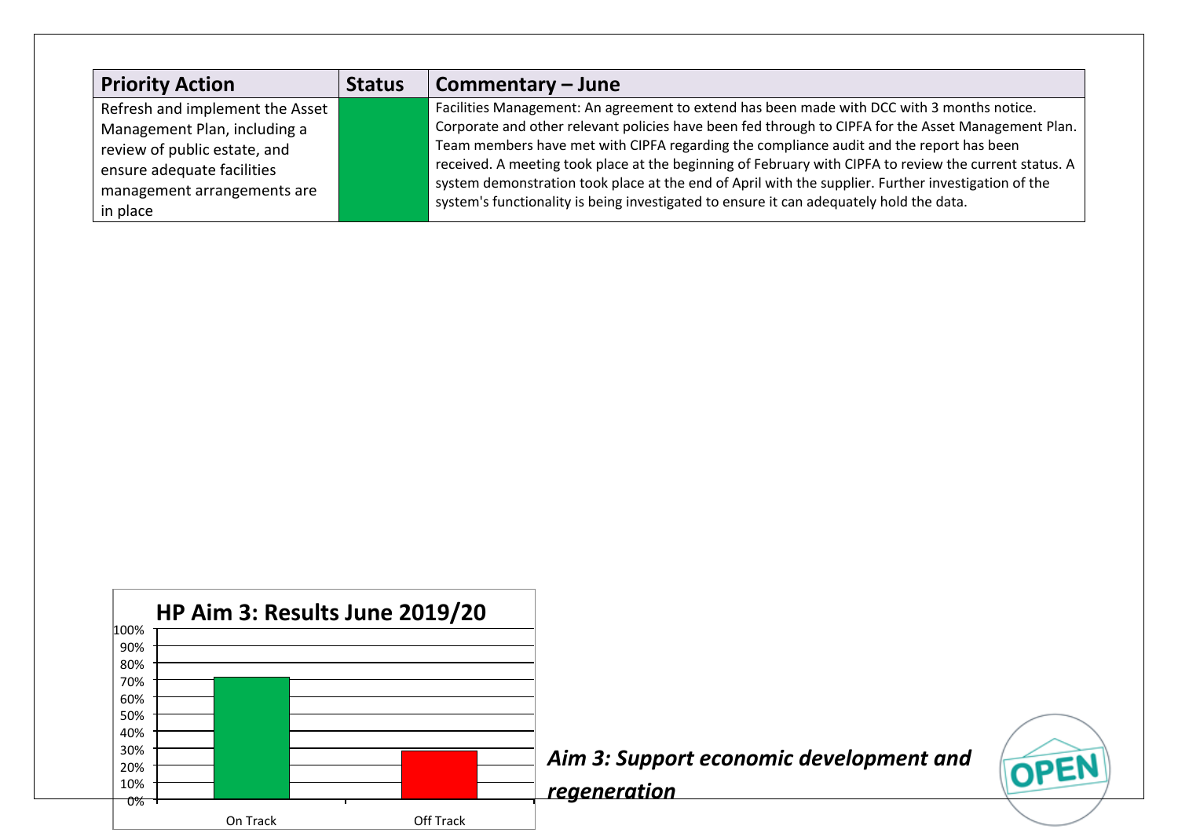| Priority Action | Status | Commentary – June |
|---|---|---|
| Refresh and implement the Asset Management Plan, including a review of public estate, and ensure adequate facilities management arrangements are in place | | Facilities Management: An agreement to extend has been made with DCC with 3 months notice. Corporate and other relevant policies have been fed through to CIPFA for the Asset Management Plan. Team members have met with CIPFA regarding the compliance audit and the report has been received. A meeting took place at the beginning of February with CIPFA to review the current status. A system demonstration took place at the end of April with the supplier. Further investigation of the system's functionality is being investigated to ensure it can adequately hold the data. |

**HP Aim 3: Results June 2019/20**

| | On Track | Off Track |
|---|---|---|
| Percentage (approx.) | ~71% | ~29% |

***Aim 3: Support economic development and regeneration***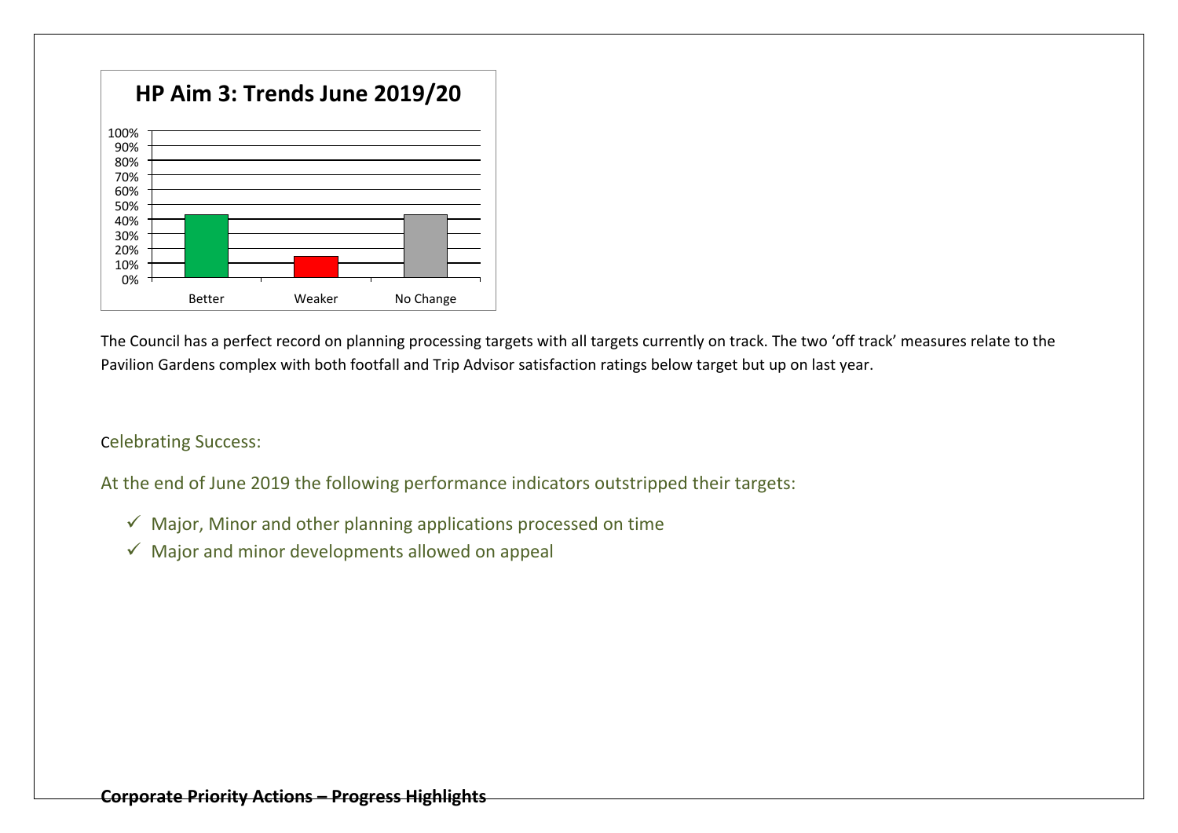**HP Aim 3: Trends June 2019/20**

| | Better | Weaker | No Change |
|---|---|---|---|
| % | ~43% | ~14% | ~43% |

The Council has a perfect record on planning processing targets with all targets currently on track. The two 'off track' measures relate to the Pavilion Gardens complex with both footfall and Trip Advisor satisfaction ratings below target but up on last year.

Celebrating Success:

At the end of June 2019 the following performance indicators outstripped their targets:

- ✓ Major, Minor and other planning applications processed on time
- ✓ Major and minor developments allowed on appeal

**Corporate Priority Actions – Progress Highlights**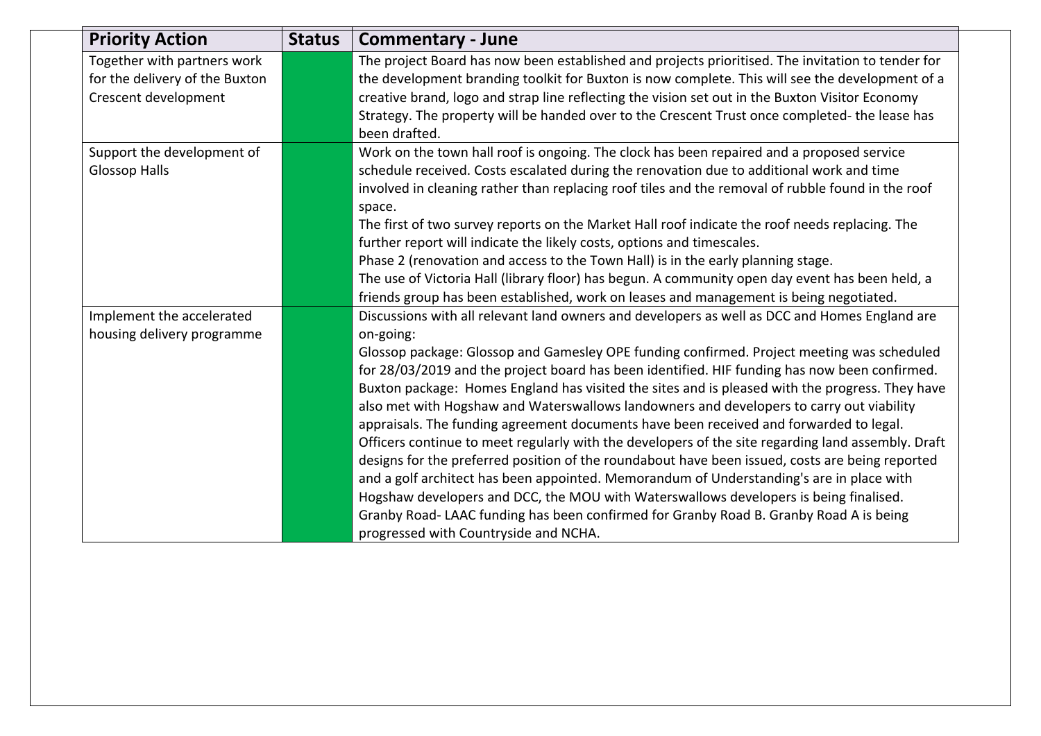| Priority Action | Status | Commentary - June |
| --- | --- | --- |
| Together with partners work for the delivery of the Buxton Crescent development | | The project Board has now been established and projects prioritised. The invitation to tender for the development branding toolkit for Buxton is now complete. This will see the development of a creative brand, logo and strap line reflecting the vision set out in the Buxton Visitor Economy Strategy. The property will be handed over to the Crescent Trust once completed- the lease has been drafted. |
| Support the development of Glossop Halls | | Work on the town hall roof is ongoing. The clock has been repaired and a proposed service schedule received. Costs escalated during the renovation due to additional work and time involved in cleaning rather than replacing roof tiles and the removal of rubble found in the roof space.<br>The first of two survey reports on the Market Hall roof indicate the roof needs replacing. The further report will indicate the likely costs, options and timescales.<br>Phase 2 (renovation and access to the Town Hall) is in the early planning stage.<br>The use of Victoria Hall (library floor) has begun. A community open day event has been held, a friends group has been established, work on leases and management is being negotiated. |
| Implement the accelerated housing delivery programme | | Discussions with all relevant land owners and developers as well as DCC and Homes England are on-going:<br>Glossop package: Glossop and Gamesley OPE funding confirmed. Project meeting was scheduled for 28/03/2019 and the project board has been identified. HIF funding has now been confirmed.<br>Buxton package: Homes England has visited the sites and is pleased with the progress. They have also met with Hogshaw and Waterswallows landowners and developers to carry out viability appraisals. The funding agreement documents have been received and forwarded to legal.<br>Officers continue to meet regularly with the developers of the site regarding land assembly. Draft designs for the preferred position of the roundabout have been issued, costs are being reported and a golf architect has been appointed. Memorandum of Understanding's are in place with Hogshaw developers and DCC, the MOU with Waterswallows developers is being finalised.<br>Granby Road- LAAC funding has been confirmed for Granby Road B. Granby Road A is being progressed with Countryside and NCHA. |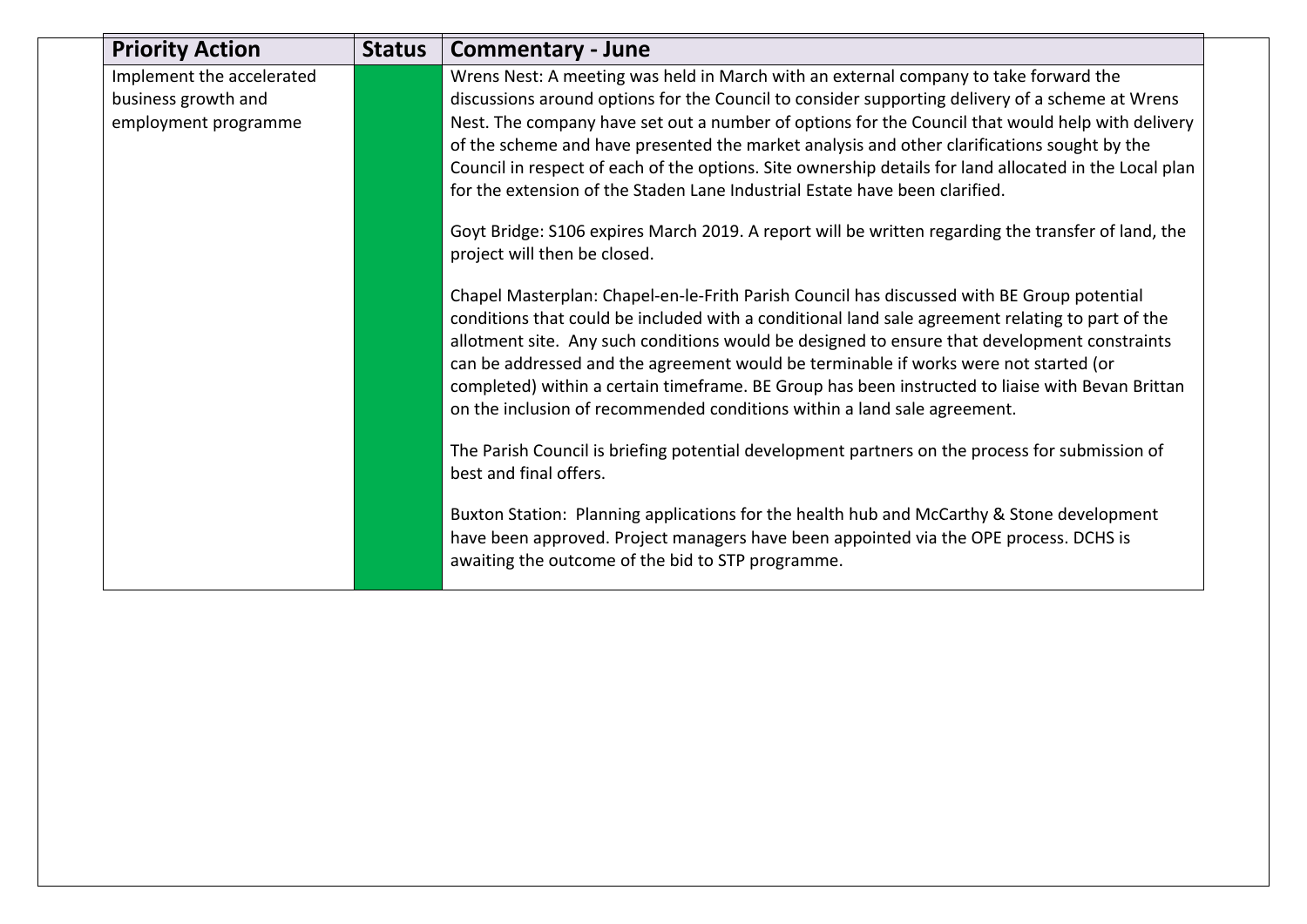| Priority Action | Status | Commentary - June |
|---|---|---|
| Implement the accelerated business growth and employment programme | | Wrens Nest: A meeting was held in March with an external company to take forward the discussions around options for the Council to consider supporting delivery of a scheme at Wrens Nest. The company have set out a number of options for the Council that would help with delivery of the scheme and have presented the market analysis and other clarifications sought by the Council in respect of each of the options. Site ownership details for land allocated in the Local plan for the extension of the Staden Lane Industrial Estate have been clarified.<br><br>Goyt Bridge: S106 expires March 2019. A report will be written regarding the transfer of land, the project will then be closed.<br><br>Chapel Masterplan: Chapel-en-le-Frith Parish Council has discussed with BE Group potential conditions that could be included with a conditional land sale agreement relating to part of the allotment site. Any such conditions would be designed to ensure that development constraints can be addressed and the agreement would be terminable if works were not started (or completed) within a certain timeframe. BE Group has been instructed to liaise with Bevan Brittan on the inclusion of recommended conditions within a land sale agreement.<br><br>The Parish Council is briefing potential development partners on the process for submission of best and final offers.<br><br>Buxton Station: Planning applications for the health hub and McCarthy & Stone development have been approved. Project managers have been appointed via the OPE process. DCHS is awaiting the outcome of the bid to STP programme. |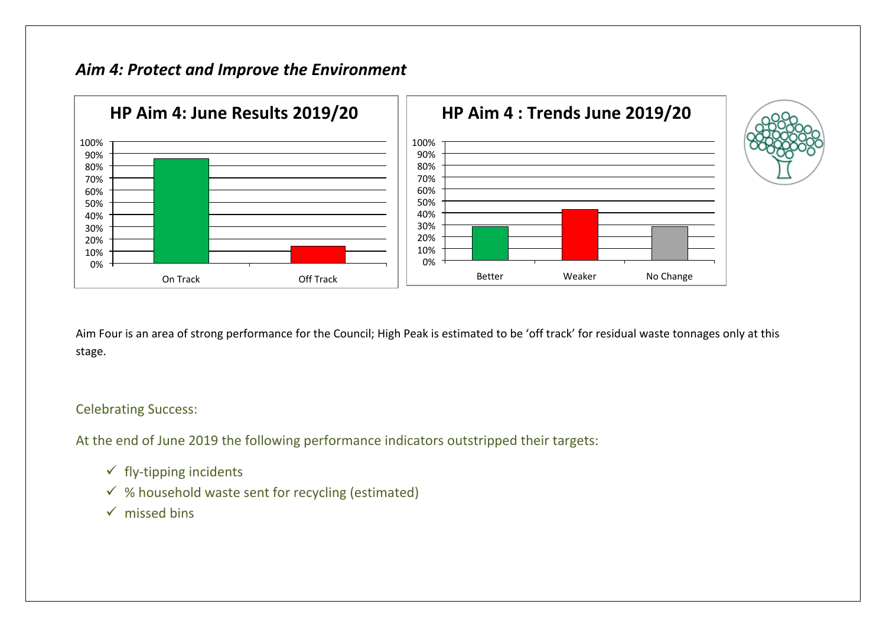## *Aim 4: Protect and Improve the Environment*

Aim Four is an area of strong performance for the Council; High Peak is estimated to be 'off track' for residual waste tonnages only at this stage.

Celebrating Success:

At the end of June 2019 the following performance indicators outstripped their targets:

- ✓ fly-tipping incidents
- ✓ % household waste sent for recycling (estimated)
- ✓ missed bins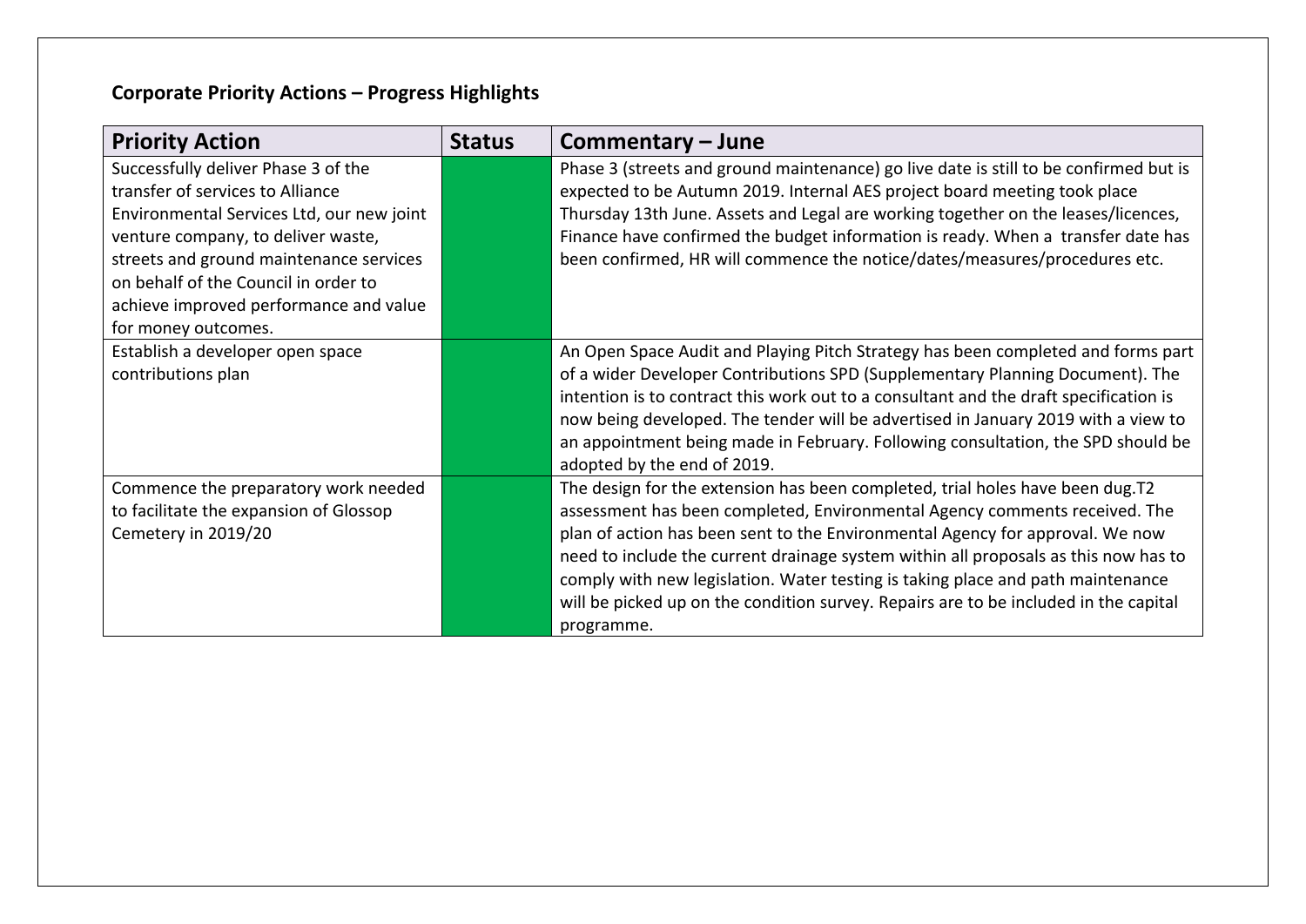**Corporate Priority Actions – Progress Highlights**

| Priority Action | Status | Commentary – June |
|---|---|---|
| Successfully deliver Phase 3 of the transfer of services to Alliance Environmental Services Ltd, our new joint venture company, to deliver waste, streets and ground maintenance services on behalf of the Council in order to achieve improved performance and value for money outcomes. | | Phase 3 (streets and ground maintenance) go live date is still to be confirmed but is expected to be Autumn 2019. Internal AES project board meeting took place Thursday 13th June. Assets and Legal are working together on the leases/licences, Finance have confirmed the budget information is ready. When a transfer date has been confirmed, HR will commence the notice/dates/measures/procedures etc. |
| Establish a developer open space contributions plan | | An Open Space Audit and Playing Pitch Strategy has been completed and forms part of a wider Developer Contributions SPD (Supplementary Planning Document). The intention is to contract this work out to a consultant and the draft specification is now being developed. The tender will be advertised in January 2019 with a view to an appointment being made in February. Following consultation, the SPD should be adopted by the end of 2019. |
| Commence the preparatory work needed to facilitate the expansion of Glossop Cemetery in 2019/20 | | The design for the extension has been completed, trial holes have been dug.T2 assessment has been completed, Environmental Agency comments received. The plan of action has been sent to the Environmental Agency for approval. We now need to include the current drainage system within all proposals as this now has to comply with new legislation. Water testing is taking place and path maintenance will be picked up on the condition survey. Repairs are to be included in the capital programme. |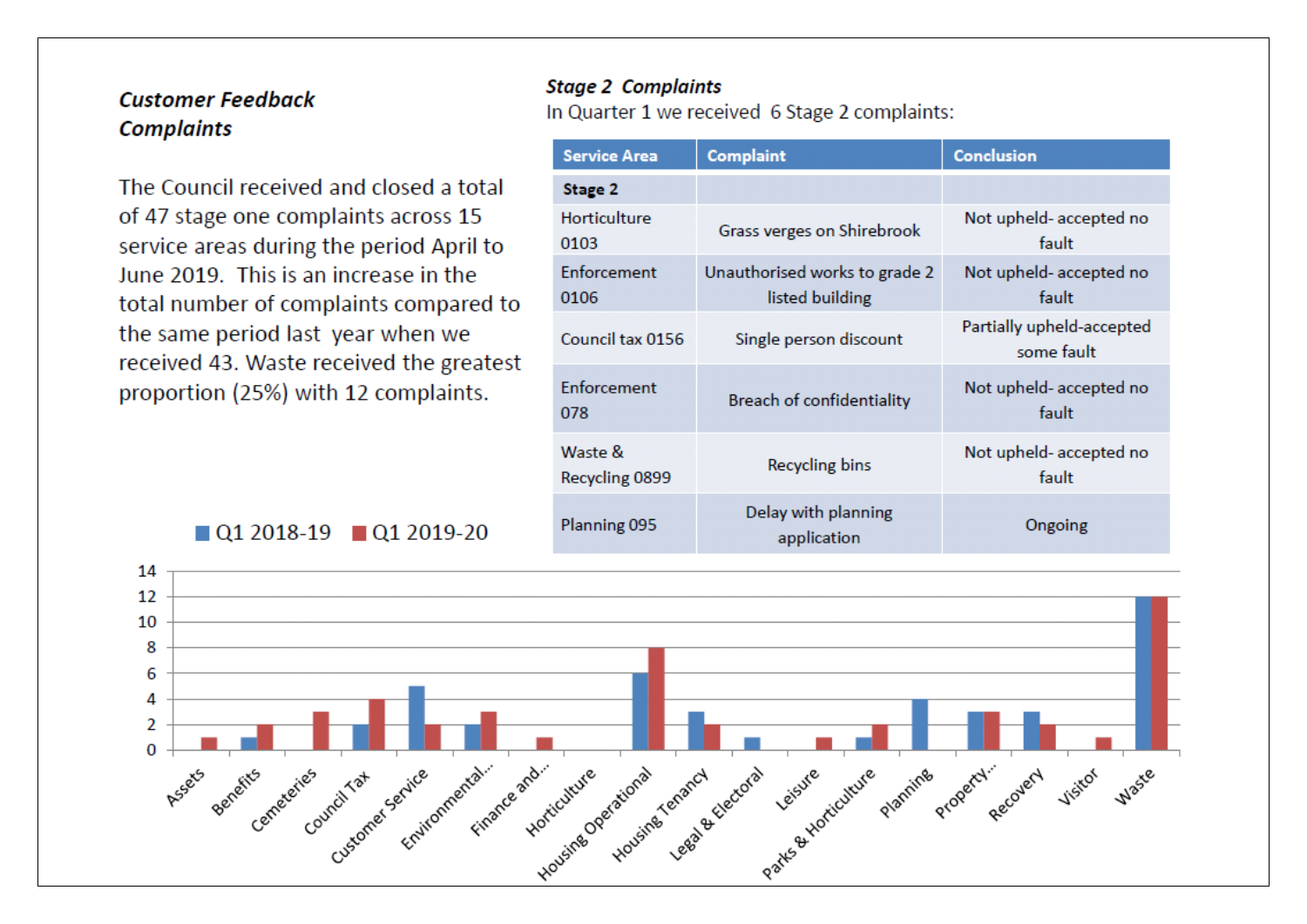### *Customer Feedback Complaints*

The Council received and closed a total of 47 stage one complaints across 15 service areas during the period April to June 2019. This is an increase in the total number of complaints compared to the same period last year when we received 43. Waste received the greatest proportion (25%) with 12 complaints.

### *Stage 2 Complaints*

In Quarter 1 we received 6 Stage 2 complaints:

| Service Area | Complaint | Conclusion |
|---|---|---|
| **Stage 2** | | |
| Horticulture 0103 | Grass verges on Shirebrook | Not upheld- accepted no fault |
| Enforcement 0106 | Unauthorised works to grade 2 listed building | Not upheld- accepted no fault |
| Council tax 0156 | Single person discount | Partially upheld-accepted some fault |
| Enforcement 078 | Breach of confidentiality | Not upheld- accepted no fault |
| Waste & Recycling 0899 | Recycling bins | Not upheld- accepted no fault |
| Planning 095 | Delay with planning application | Ongoing |

| Service Area | Q1 2018-19 | Q1 2019-20 |
|---|---|---|
| Assets | 0 | 1 |
| Benefits | 1 | 2 |
| Cemeteries | 0 | 3 |
| Council Tax | 2 | 4 |
| Customer Service | 5 | 2 |
| Environmental... | 2 | 3 |
| Finance and... | 0 | 1 |
| Horticulture | 0 | 0 |
| Housing Operational | 6 | 8 |
| Housing Tenancy | 3 | 2 |
| Legal & Electoral | 1 | 0 |
| Leisure | 0 | 1 |
| Parks & Horticulture | 1 | 2 |
| Planning | 4 | 0 |
| Property... | 3 | 3 |
| Recovery | 3 | 2 |
| Visitor | 0 | 1 |
| Waste | 12 | 12 |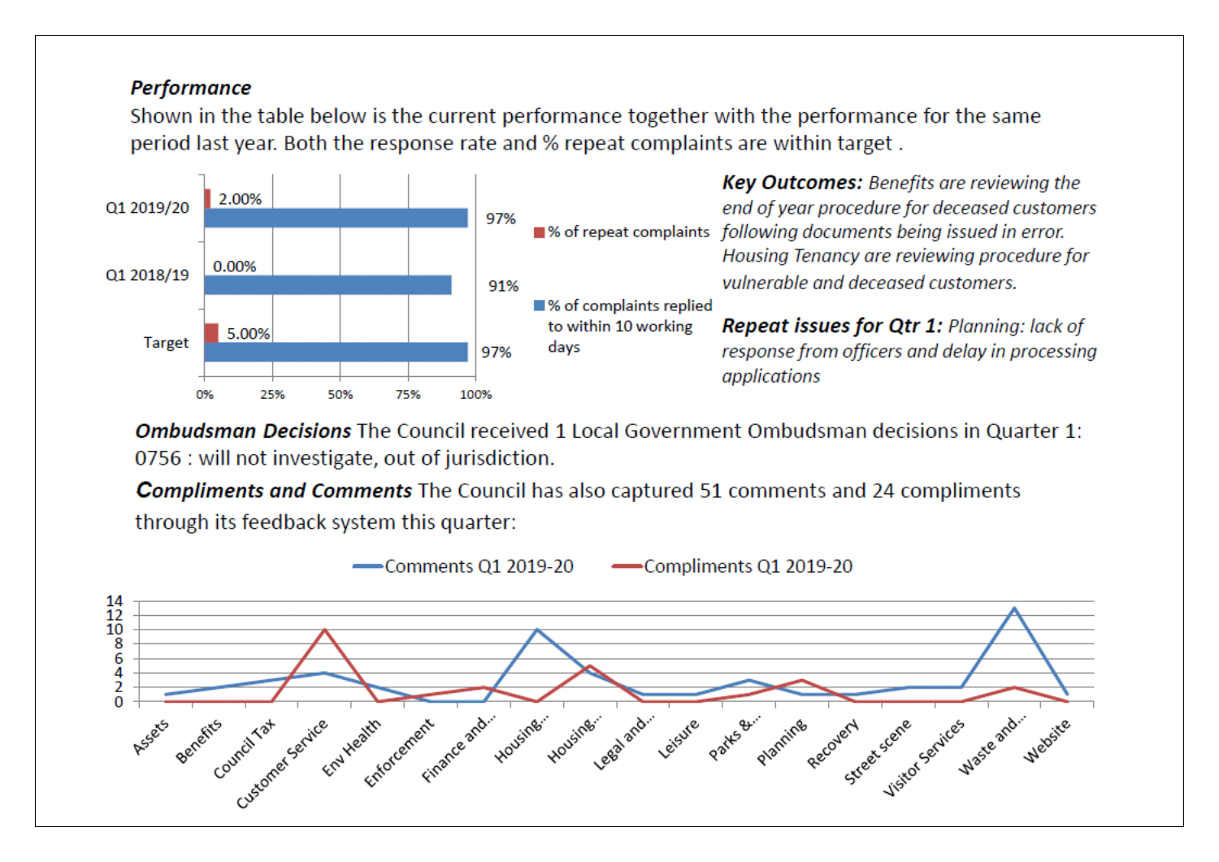***Performance***

Shown in the table below is the current performance together with the performance for the same period last year. Both the response rate and % repeat complaints are within target .

| | % of repeat complaints | % of complaints replied to within 10 working days |
|---|---|---|
| Q1 2019/20 | 2.00% | 97% |
| Q1 2018/19 | 0.00% | 91% |
| Target | 5.00% | 97% |

***Key Outcomes:*** *Benefits are reviewing the end of year procedure for deceased customers following documents being issued in error. Housing Tenancy are reviewing procedure for vulnerable and deceased customers.*

***Repeat issues for Qtr 1:*** *Planning: lack of response from officers and delay in processing applications*

***Ombudsman Decisions*** The Council received 1 Local Government Ombudsman decisions in Quarter 1: 0756 : will not investigate, out of jurisdiction.

***Compliments and Comments*** The Council has also captured 51 comments and 24 compliments through its feedback system this quarter:

| | Comments Q1 2019-20 | Compliments Q1 2019-20 |
|---|---|---|
| Assets | 1 | 0 |
| Benefits | 2 | 0 |
| Council Tax | 3 | 0 |
| Customer Service | 4 | 10 |
| Env Health | 2 | 0 |
| Enforcement | 0 | 1 |
| Finance and... | 0 | 2 |
| Housing... | 10 | 0 |
| Housing... | 4 | 5 |
| Legal and... | 1 | 0 |
| Leisure | 1 | 0 |
| Parks &... | 3 | 1 |
| Planning | 1 | 3 |
| Recovery | 1 | 0 |
| Street scene | 2 | 0 |
| Visitor Services | 2 | 0 |
| Waste and... | 13 | 2 |
| Website | 1 | 0 |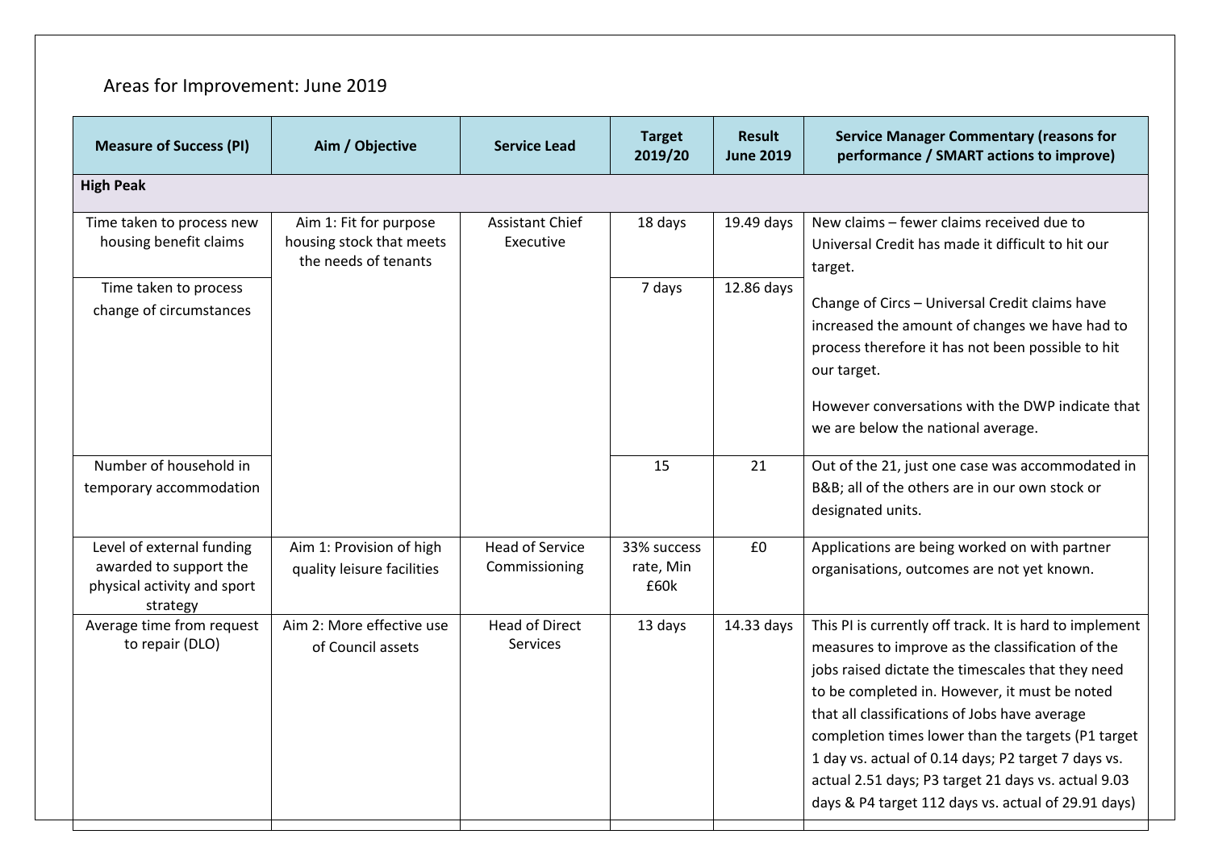Areas for Improvement: June 2019

| Measure of Success (PI) | Aim / Objective | Service Lead | Target 2019/20 | Result June 2019 | Service Manager Commentary (reasons for performance / SMART actions to improve) |
|---|---|---|---|---|---|
| **High Peak** | | | | | |
| Time taken to process new housing benefit claims | Aim 1: Fit for purpose housing stock that meets the needs of tenants | Assistant Chief Executive | 18 days | 19.49 days | New claims – fewer claims received due to Universal Credit has made it difficult to hit our target. |
| Time taken to process change of circumstances | | | 7 days | 12.86 days | Change of Circs – Universal Credit claims have increased the amount of changes we have had to process therefore it has not been possible to hit our target. However conversations with the DWP indicate that we are below the national average. |
| Number of household in temporary accommodation | | | 15 | 21 | Out of the 21, just one case was accommodated in B&B; all of the others are in our own stock or designated units. |
| Level of external funding awarded to support the physical activity and sport strategy | Aim 1: Provision of high quality leisure facilities | Head of Service Commissioning | 33% success rate, Min £60k | £0 | Applications are being worked on with partner organisations, outcomes are not yet known. |
| Average time from request to repair (DLO) | Aim 2: More effective use of Council assets | Head of Direct Services | 13 days | 14.33 days | This PI is currently off track. It is hard to implement measures to improve as the classification of the jobs raised dictate the timescales that they need to be completed in. However, it must be noted that all classifications of Jobs have average completion times lower than the targets (P1 target 1 day vs. actual of 0.14 days; P2 target 7 days vs. actual 2.51 days; P3 target 21 days vs. actual 9.03 days & P4 target 112 days vs. actual of 29.91 days) |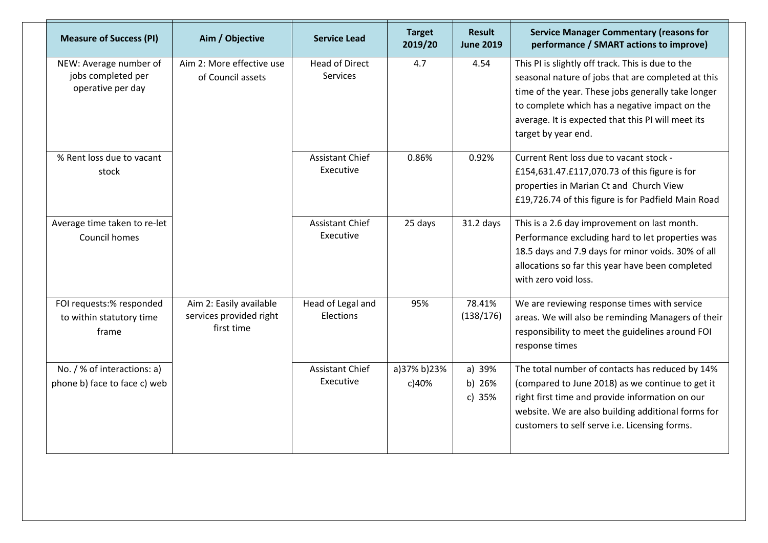| Measure of Success (PI) | Aim / Objective | Service Lead | Target 2019/20 | Result June 2019 | Service Manager Commentary (reasons for performance / SMART actions to improve) |
|---|---|---|---|---|---|
| NEW: Average number of jobs completed per operative per day | Aim 2: More effective use of Council assets | Head of Direct Services | 4.7 | 4.54 | This PI is slightly off track. This is due to the seasonal nature of jobs that are completed at this time of the year. These jobs generally take longer to complete which has a negative impact on the average. It is expected that this PI will meet its target by year end. |
| % Rent loss due to vacant stock | | Assistant Chief Executive | 0.86% | 0.92% | Current Rent loss due to vacant stock - £154,631.47.£117,070.73 of this figure is for properties in Marian Ct and Church View £19,726.74 of this figure is for Padfield Main Road |
| Average time taken to re-let Council homes | | Assistant Chief Executive | 25 days | 31.2 days | This is a 2.6 day improvement on last month. Performance excluding hard to let properties was 18.5 days and 7.9 days for minor voids. 30% of all allocations so far this year have been completed with zero void loss. |
| FOI requests:% responded to within statutory time frame | Aim 2: Easily available services provided right first time | Head of Legal and Elections | 95% | 78.41% (138/176) | We are reviewing response times with service areas. We will also be reminding Managers of their responsibility to meet the guidelines around FOI response times |
| No. / % of interactions: a) phone b) face to face c) web | | Assistant Chief Executive | a)37% b)23% c)40% | a) 39% b) 26% c) 35% | The total number of contacts has reduced by 14% (compared to June 2018) as we continue to get it right first time and provide information on our website. We are also building additional forms for customers to self serve i.e. Licensing forms. |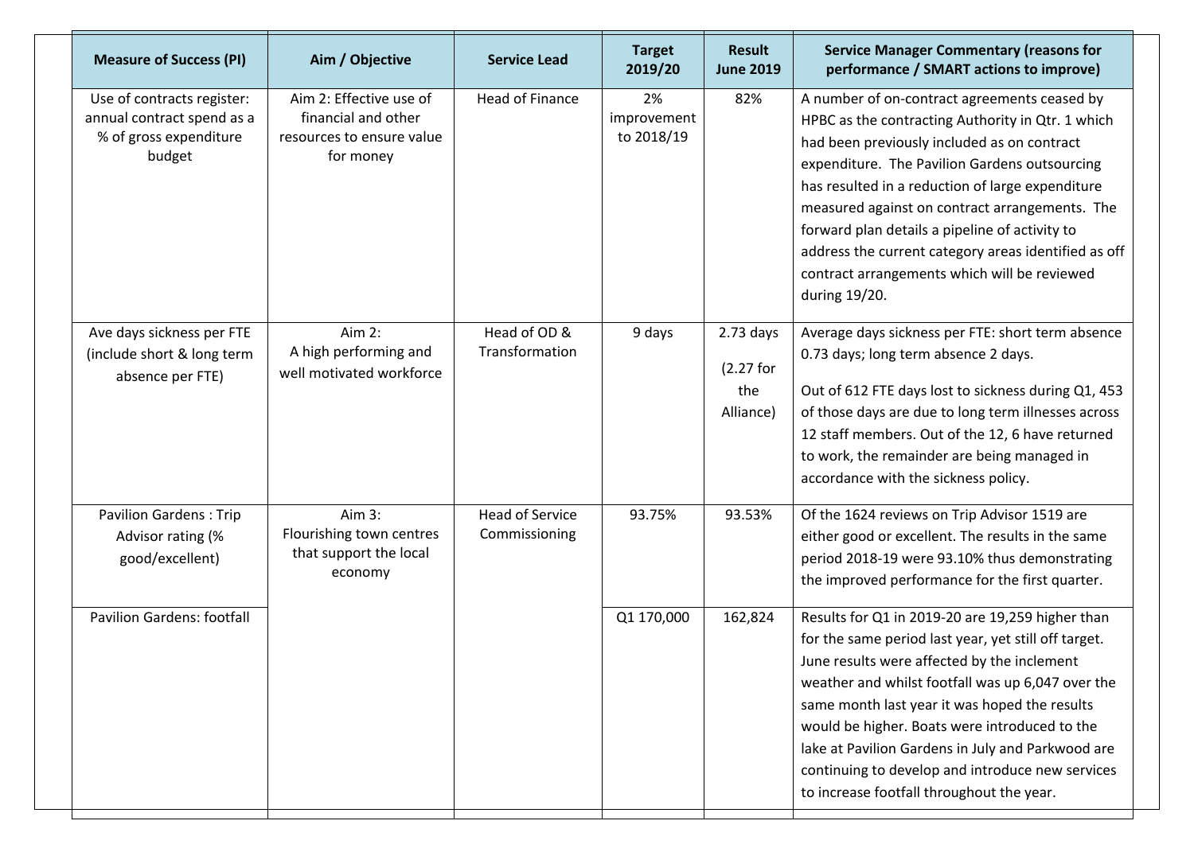| Measure of Success (PI) | Aim / Objective | Service Lead | Target 2019/20 | Result June 2019 | Service Manager Commentary (reasons for performance / SMART actions to improve) |
|---|---|---|---|---|---|
| Use of contracts register: annual contract spend as a % of gross expenditure budget | Aim 2: Effective use of financial and other resources to ensure value for money | Head of Finance | 2% improvement to 2018/19 | 82% | A number of on-contract agreements ceased by HPBC as the contracting Authority in Qtr. 1 which had been previously included as on contract expenditure. The Pavilion Gardens outsourcing has resulted in a reduction of large expenditure measured against on contract arrangements. The forward plan details a pipeline of activity to address the current category areas identified as off contract arrangements which will be reviewed during 19/20. |
| Ave days sickness per FTE (include short & long term absence per FTE) | Aim 2: A high performing and well motivated workforce | Head of OD & Transformation | 9 days | 2.73 days (2.27 for the Alliance) | Average days sickness per FTE: short term absence 0.73 days; long term absence 2 days. Out of 612 FTE days lost to sickness during Q1, 453 of those days are due to long term illnesses across 12 staff members. Out of the 12, 6 have returned to work, the remainder are being managed in accordance with the sickness policy. |
| Pavilion Gardens : Trip Advisor rating (% good/excellent) | Aim 3: Flourishing town centres that support the local economy | Head of Service Commissioning | 93.75% | 93.53% | Of the 1624 reviews on Trip Advisor 1519 are either good or excellent. The results in the same period 2018-19 were 93.10% thus demonstrating the improved performance for the first quarter. |
| Pavilion Gardens: footfall | | | Q1 170,000 | 162,824 | Results for Q1 in 2019-20 are 19,259 higher than for the same period last year, yet still off target. June results were affected by the inclement weather and whilst footfall was up 6,047 over the same month last year it was hoped the results would be higher. Boats were introduced to the lake at Pavilion Gardens in July and Parkwood are continuing to develop and introduce new services to increase footfall throughout the year. |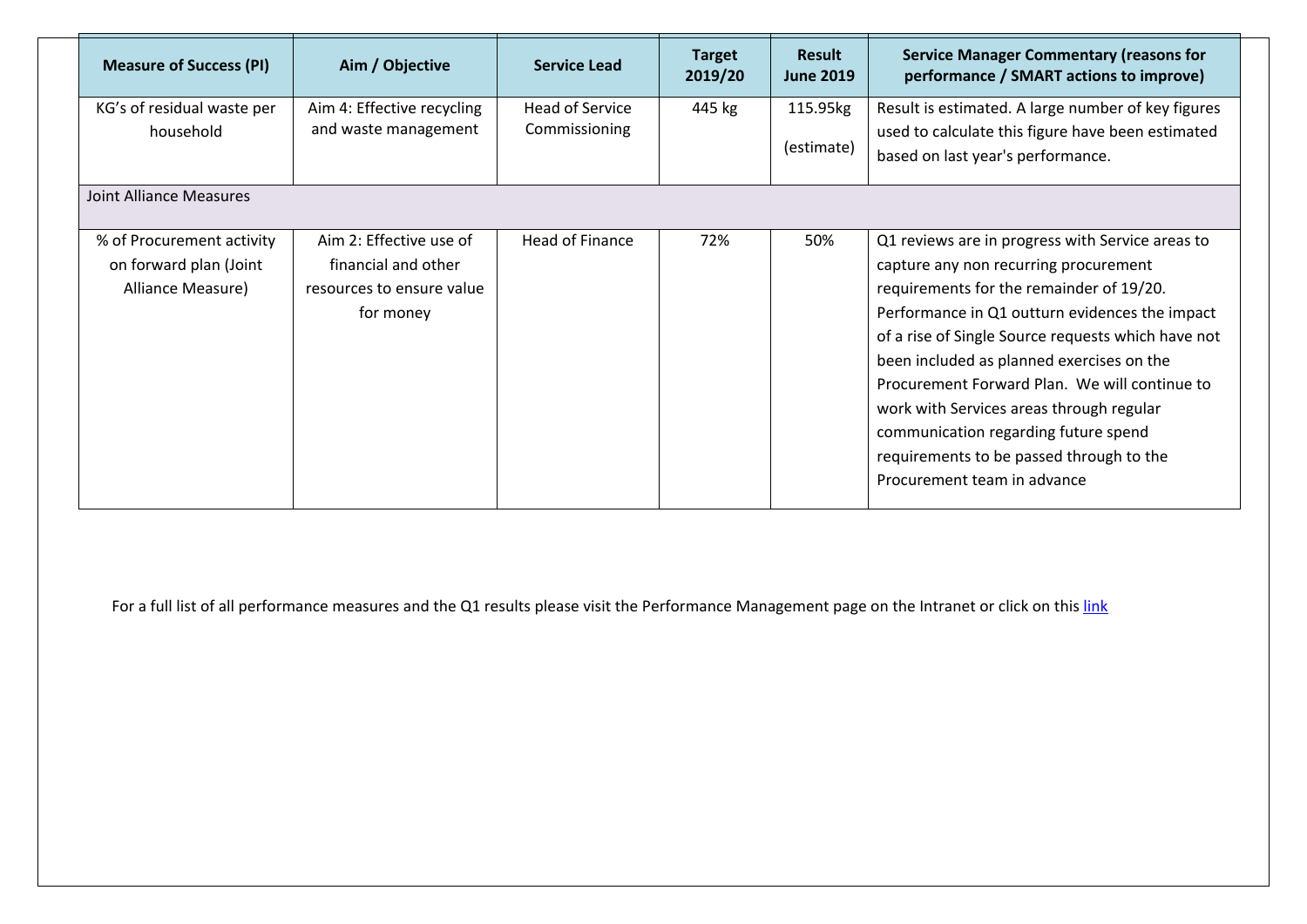| Measure of Success (PI) | Aim / Objective | Service Lead | Target 2019/20 | Result June 2019 | Service Manager Commentary (reasons for performance / SMART actions to improve) |
|---|---|---|---|---|---|
| KG's of residual waste per household | Aim 4: Effective recycling and waste management | Head of Service Commissioning | 445 kg | 115.95kg (estimate) | Result is estimated. A large number of key figures used to calculate this figure have been estimated based on last year's performance. |
| Joint Alliance Measures | | | | | |
| % of Procurement activity on forward plan (Joint Alliance Measure) | Aim 2: Effective use of financial and other resources to ensure value for money | Head of Finance | 72% | 50% | Q1 reviews are in progress with Service areas to capture any non recurring procurement requirements for the remainder of 19/20. Performance in Q1 outturn evidences the impact of a rise of Single Source requests which have not been included as planned exercises on the Procurement Forward Plan. We will continue to work with Services areas through regular communication regarding future spend requirements to be passed through to the Procurement team in advance |

For a full list of all performance measures and the Q1 results please visit the Performance Management page on the Intranet or click on this link